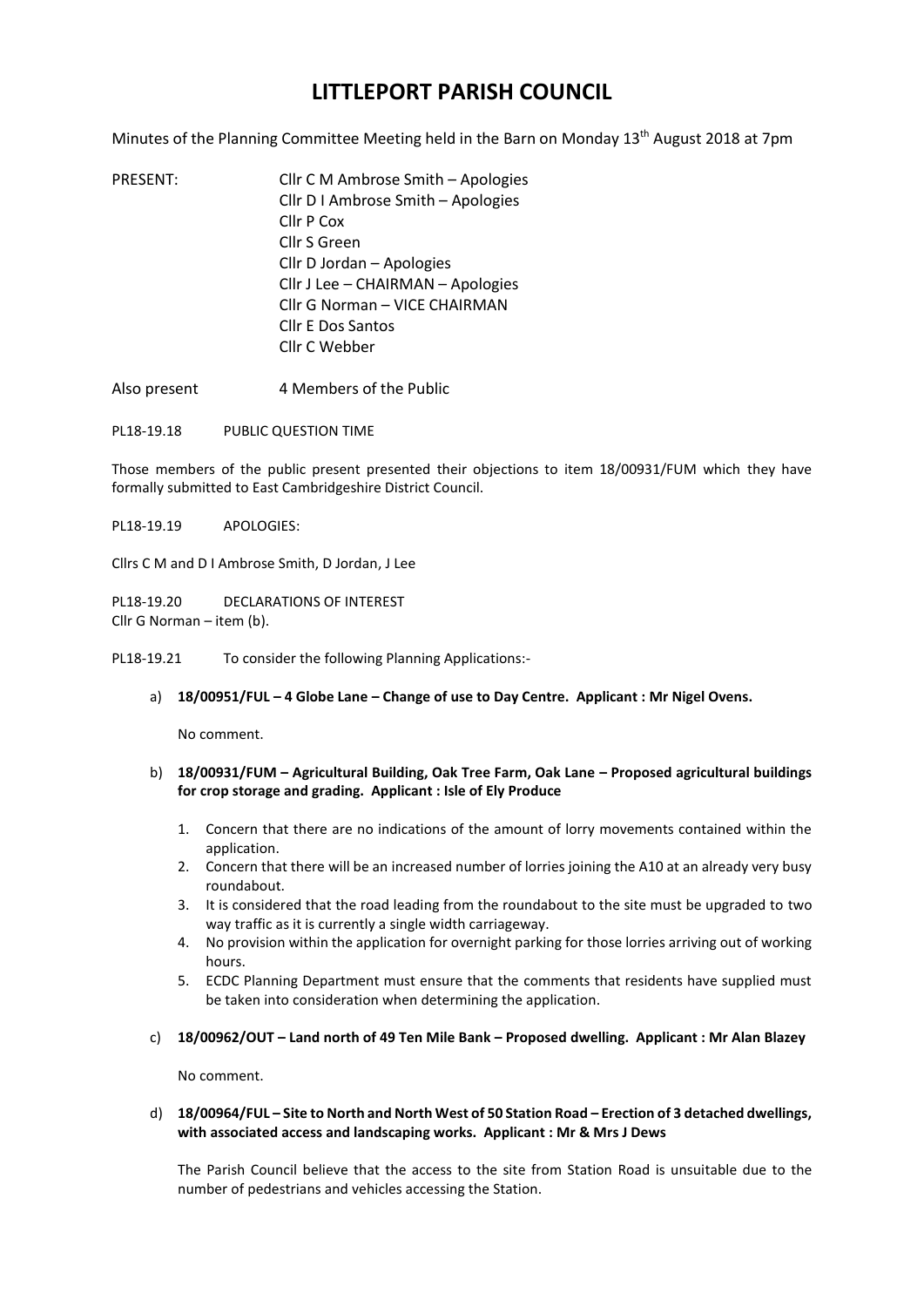# LITTLEPORT PARISH COUNCIL

Minutes of the Planning Committee Meeting held in the Barn on Monday 13th August 2018 at 7pm

PRESENT: Cllr C M Ambrose Smith – Apologies
Cllr D I Ambrose Smith – Apologies
Cllr P Cox
Cllr S Green
Cllr D Jordan – Apologies
Cllr J Lee – CHAIRMAN – Apologies
Cllr G Norman – VICE CHAIRMAN
Cllr E Dos Santos
Cllr C Webber

Also present 4 Members of the Public

PL18-19.18 PUBLIC QUESTION TIME

Those members of the public present presented their objections to item 18/00931/FUM which they have formally submitted to East Cambridgeshire District Council.

PL18-19.19 APOLOGIES:

Cllrs C M and D I Ambrose Smith, D Jordan, J Lee

PL18-19.20 DECLARATIONS OF INTEREST
Cllr G Norman – item (b).

PL18-19.21 To consider the following Planning Applications:-

a) **18/00951/FUL – 4 Globe Lane – Change of use to Day Centre. Applicant : Mr Nigel Ovens.**

   No comment.

b) **18/00931/FUM – Agricultural Building, Oak Tree Farm, Oak Lane – Proposed agricultural buildings for crop storage and grading. Applicant : Isle of Ely Produce**

   1. Concern that there are no indications of the amount of lorry movements contained within the application.
   2. Concern that there will be an increased number of lorries joining the A10 at an already very busy roundabout.
   3. It is considered that the road leading from the roundabout to the site must be upgraded to two way traffic as it is currently a single width carriageway.
   4. No provision within the application for overnight parking for those lorries arriving out of working hours.
   5. ECDC Planning Department must ensure that the comments that residents have supplied must be taken into consideration when determining the application.

c) **18/00962/OUT – Land north of 49 Ten Mile Bank – Proposed dwelling. Applicant : Mr Alan Blazey**

   No comment.

d) **18/00964/FUL – Site to North and North West of 50 Station Road – Erection of 3 detached dwellings, with associated access and landscaping works. Applicant : Mr & Mrs J Dews**

   The Parish Council believe that the access to the site from Station Road is unsuitable due to the number of pedestrians and vehicles accessing the Station.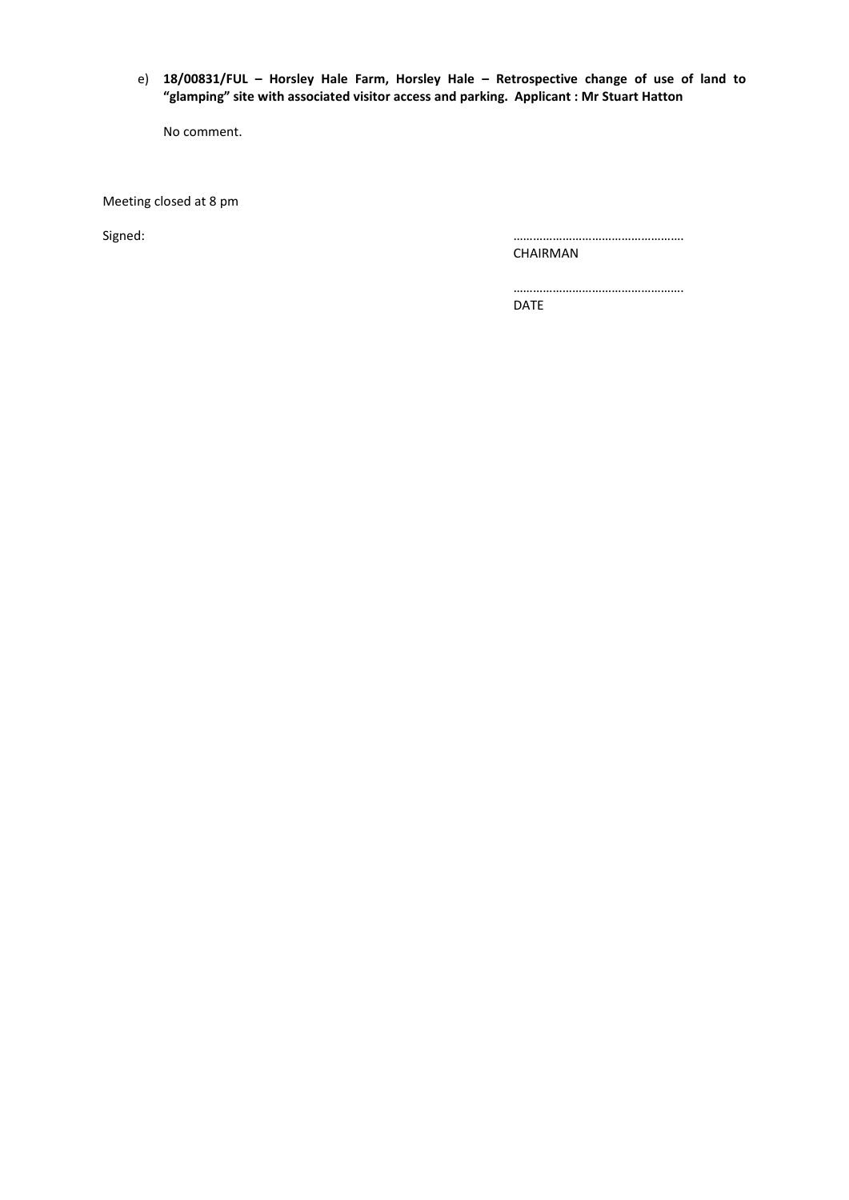e) **18/00831/FUL – Horsley Hale Farm, Horsley Hale – Retrospective change of use of land to "glamping" site with associated visitor access and parking. Applicant : Mr Stuart Hatton**

No comment.

Meeting closed at 8 pm

Signed:

……………………………………………
CHAIRMAN

…………………………………………….
DATE